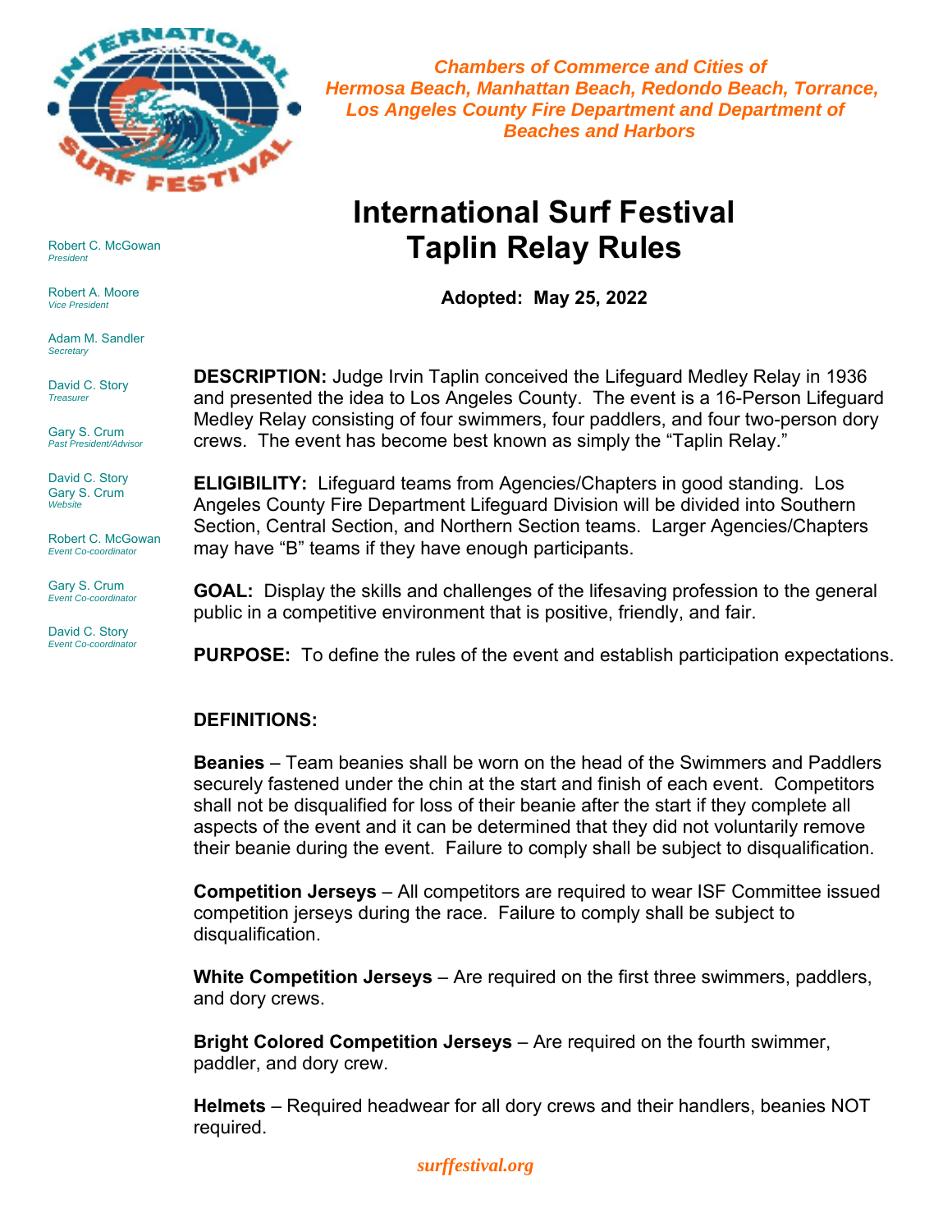*Chambers of Commerce and Cities of Hermosa Beach, Manhattan Beach, Redondo Beach, Torrance, Los Angeles County Fire Department and Department of Beaches and Harbors*

Robert C. McGowan
*President*

Robert A. Moore
*Vice President*

Adam M. Sandler
*Secretary*

David C. Story
*Treasurer*

Gary S. Crum
*Past President/Advisor*

David C. Story
Gary S. Crum
*Website*

Robert C. McGowan
*Event Co-coordinator*

Gary S. Crum
*Event Co-coordinator*

David C. Story
*Event Co-coordinator*

# International Surf Festival
# Taplin Relay Rules

**Adopted: May 25, 2022**

**DESCRIPTION:** Judge Irvin Taplin conceived the Lifeguard Medley Relay in 1936 and presented the idea to Los Angeles County. The event is a 16-Person Lifeguard Medley Relay consisting of four swimmers, four paddlers, and four two-person dory crews. The event has become best known as simply the "Taplin Relay."

**ELIGIBILITY:** Lifeguard teams from Agencies/Chapters in good standing. Los Angeles County Fire Department Lifeguard Division will be divided into Southern Section, Central Section, and Northern Section teams. Larger Agencies/Chapters may have "B" teams if they have enough participants.

**GOAL:** Display the skills and challenges of the lifesaving profession to the general public in a competitive environment that is positive, friendly, and fair.

**PURPOSE:** To define the rules of the event and establish participation expectations.

**DEFINITIONS:**

**Beanies** – Team beanies shall be worn on the head of the Swimmers and Paddlers securely fastened under the chin at the start and finish of each event. Competitors shall not be disqualified for loss of their beanie after the start if they complete all aspects of the event and it can be determined that they did not voluntarily remove their beanie during the event. Failure to comply shall be subject to disqualification.

**Competition Jerseys** – All competitors are required to wear ISF Committee issued competition jerseys during the race. Failure to comply shall be subject to disqualification.

**White Competition Jerseys** – Are required on the first three swimmers, paddlers, and dory crews.

**Bright Colored Competition Jerseys** – Are required on the fourth swimmer, paddler, and dory crew.

**Helmets** – Required headwear for all dory crews and their handlers, beanies NOT required.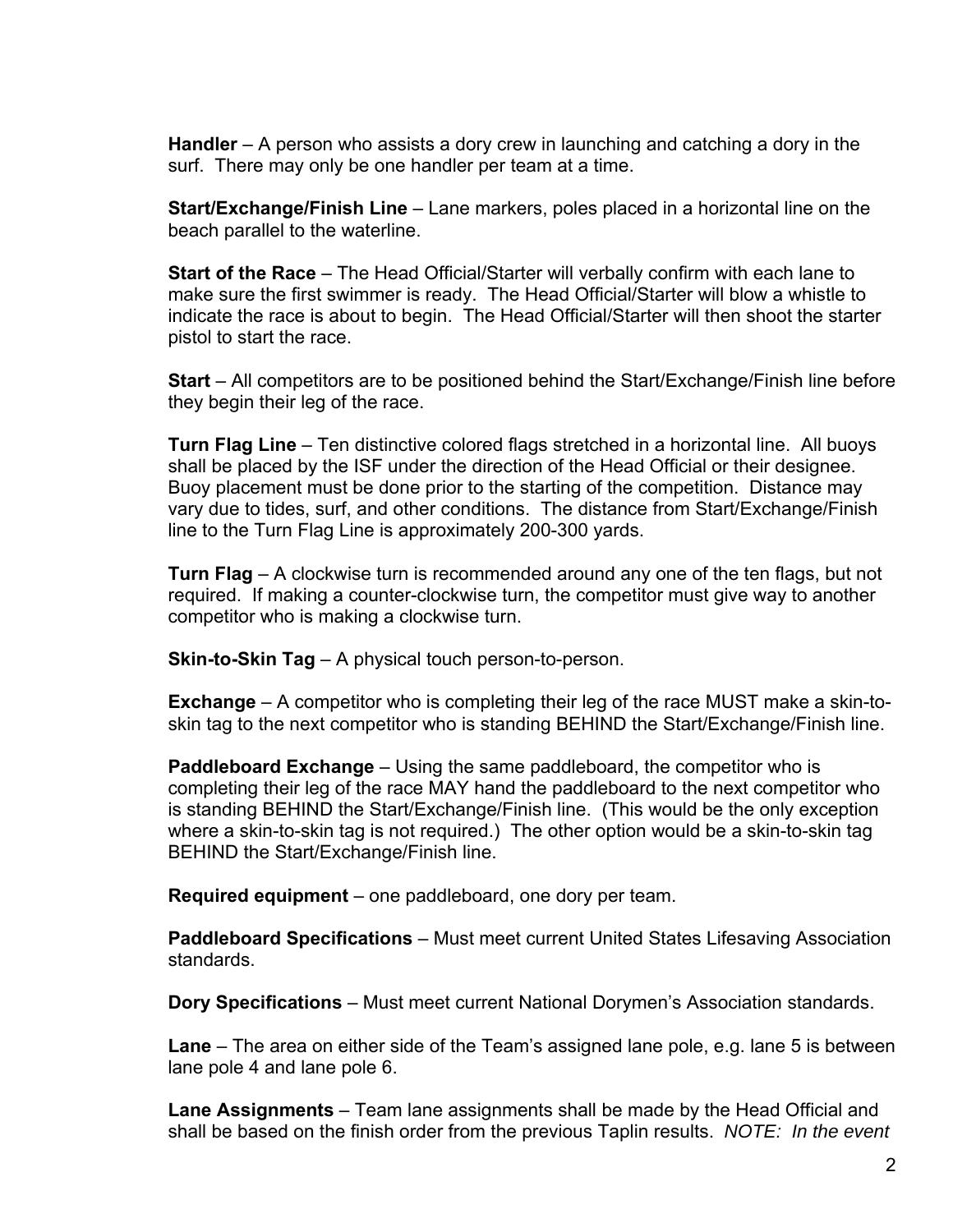**Handler** – A person who assists a dory crew in launching and catching a dory in the surf. There may only be one handler per team at a time.

**Start/Exchange/Finish Line** – Lane markers, poles placed in a horizontal line on the beach parallel to the waterline.

**Start of the Race** – The Head Official/Starter will verbally confirm with each lane to make sure the first swimmer is ready. The Head Official/Starter will blow a whistle to indicate the race is about to begin. The Head Official/Starter will then shoot the starter pistol to start the race.

**Start** – All competitors are to be positioned behind the Start/Exchange/Finish line before they begin their leg of the race.

**Turn Flag Line** – Ten distinctive colored flags stretched in a horizontal line. All buoys shall be placed by the ISF under the direction of the Head Official or their designee. Buoy placement must be done prior to the starting of the competition. Distance may vary due to tides, surf, and other conditions. The distance from Start/Exchange/Finish line to the Turn Flag Line is approximately 200-300 yards.

**Turn Flag** – A clockwise turn is recommended around any one of the ten flags, but not required. If making a counter-clockwise turn, the competitor must give way to another competitor who is making a clockwise turn.

**Skin-to-Skin Tag** – A physical touch person-to-person.

**Exchange** – A competitor who is completing their leg of the race MUST make a skin-to-skin tag to the next competitor who is standing BEHIND the Start/Exchange/Finish line.

**Paddleboard Exchange** – Using the same paddleboard, the competitor who is completing their leg of the race MAY hand the paddleboard to the next competitor who is standing BEHIND the Start/Exchange/Finish line. (This would be the only exception where a skin-to-skin tag is not required.) The other option would be a skin-to-skin tag BEHIND the Start/Exchange/Finish line.

**Required equipment** – one paddleboard, one dory per team.

**Paddleboard Specifications** – Must meet current United States Lifesaving Association standards.

**Dory Specifications** – Must meet current National Dorymen's Association standards.

**Lane** – The area on either side of the Team's assigned lane pole, e.g. lane 5 is between lane pole 4 and lane pole 6.

**Lane Assignments** – Team lane assignments shall be made by the Head Official and shall be based on the finish order from the previous Taplin results. *NOTE: In the event*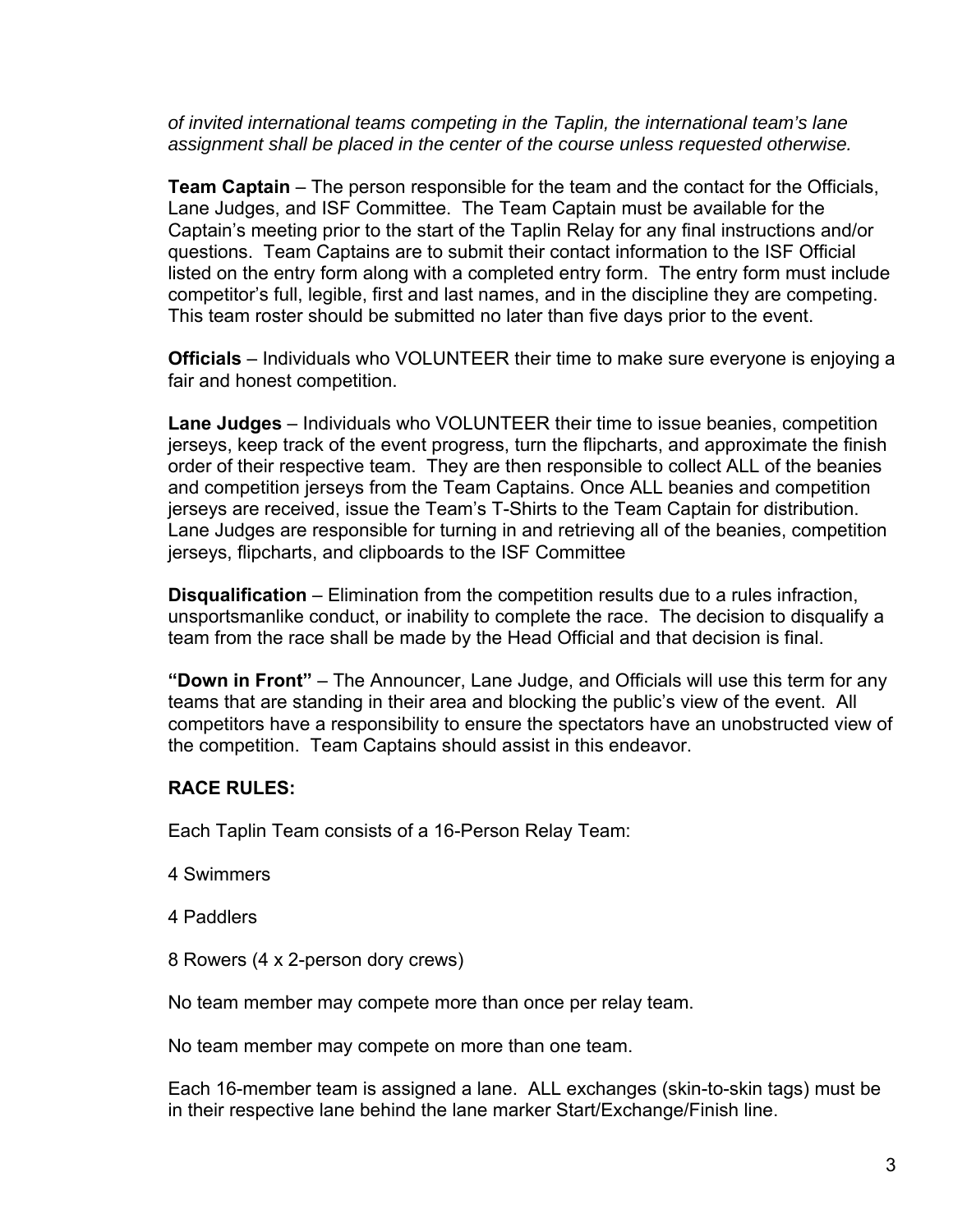*of invited international teams competing in the Taplin, the international team's lane assignment shall be placed in the center of the course unless requested otherwise.*

**Team Captain** – The person responsible for the team and the contact for the Officials, Lane Judges, and ISF Committee. The Team Captain must be available for the Captain's meeting prior to the start of the Taplin Relay for any final instructions and/or questions. Team Captains are to submit their contact information to the ISF Official listed on the entry form along with a completed entry form. The entry form must include competitor's full, legible, first and last names, and in the discipline they are competing. This team roster should be submitted no later than five days prior to the event.

**Officials** – Individuals who VOLUNTEER their time to make sure everyone is enjoying a fair and honest competition.

**Lane Judges** – Individuals who VOLUNTEER their time to issue beanies, competition jerseys, keep track of the event progress, turn the flipcharts, and approximate the finish order of their respective team. They are then responsible to collect ALL of the beanies and competition jerseys from the Team Captains. Once ALL beanies and competition jerseys are received, issue the Team's T-Shirts to the Team Captain for distribution. Lane Judges are responsible for turning in and retrieving all of the beanies, competition jerseys, flipcharts, and clipboards to the ISF Committee

**Disqualification** – Elimination from the competition results due to a rules infraction, unsportsmanlike conduct, or inability to complete the race. The decision to disqualify a team from the race shall be made by the Head Official and that decision is final.

**"Down in Front"** – The Announcer, Lane Judge, and Officials will use this term for any teams that are standing in their area and blocking the public's view of the event. All competitors have a responsibility to ensure the spectators have an unobstructed view of the competition. Team Captains should assist in this endeavor.

**RACE RULES:**

Each Taplin Team consists of a 16-Person Relay Team:

4 Swimmers

4 Paddlers

8 Rowers (4 x 2-person dory crews)

No team member may compete more than once per relay team.

No team member may compete on more than one team.

Each 16-member team is assigned a lane. ALL exchanges (skin-to-skin tags) must be in their respective lane behind the lane marker Start/Exchange/Finish line.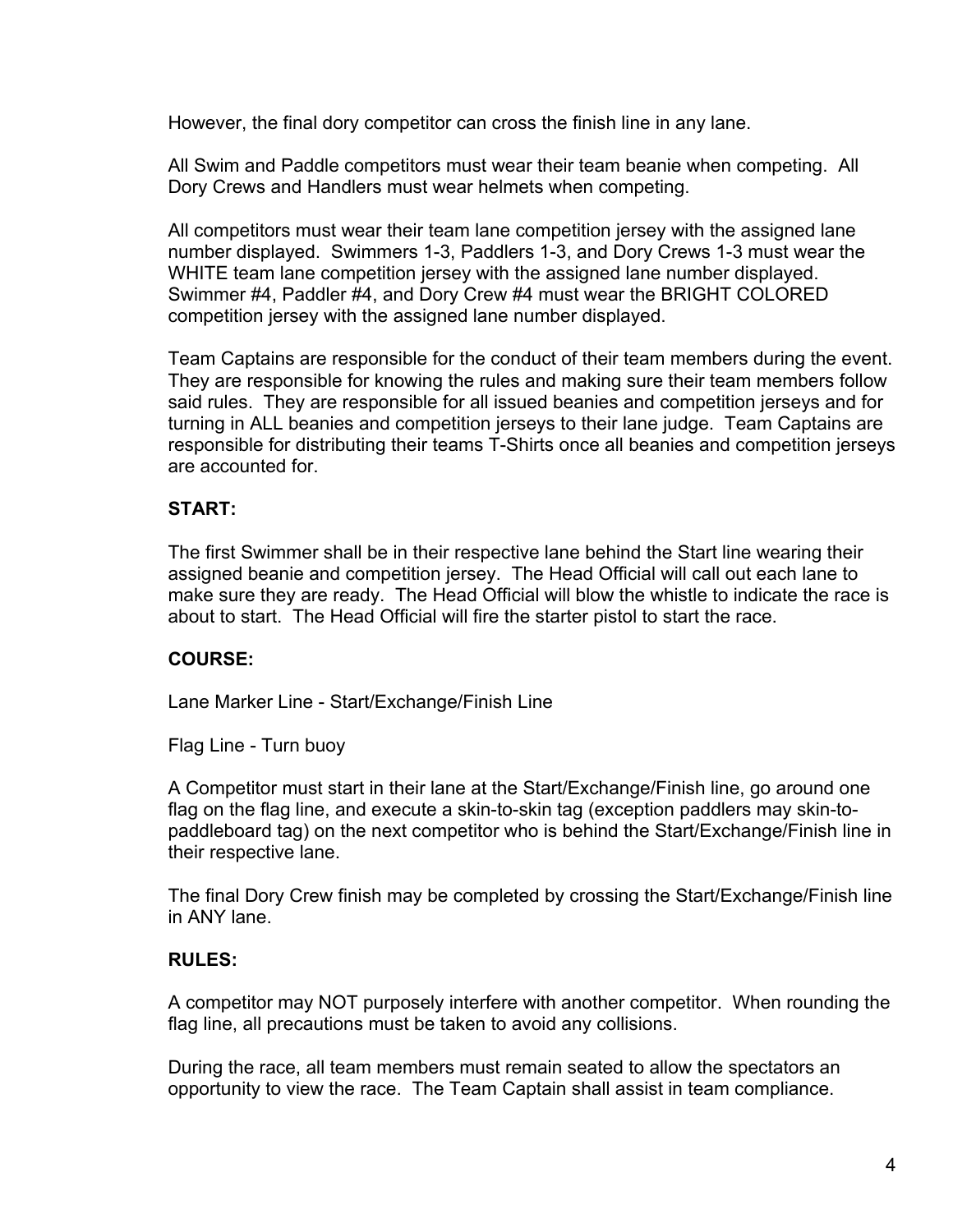However, the final dory competitor can cross the finish line in any lane.

All Swim and Paddle competitors must wear their team beanie when competing. All Dory Crews and Handlers must wear helmets when competing.

All competitors must wear their team lane competition jersey with the assigned lane number displayed. Swimmers 1-3, Paddlers 1-3, and Dory Crews 1-3 must wear the WHITE team lane competition jersey with the assigned lane number displayed. Swimmer #4, Paddler #4, and Dory Crew #4 must wear the BRIGHT COLORED competition jersey with the assigned lane number displayed.

Team Captains are responsible for the conduct of their team members during the event. They are responsible for knowing the rules and making sure their team members follow said rules. They are responsible for all issued beanies and competition jerseys and for turning in ALL beanies and competition jerseys to their lane judge. Team Captains are responsible for distributing their teams T-Shirts once all beanies and competition jerseys are accounted for.

**START:**

The first Swimmer shall be in their respective lane behind the Start line wearing their assigned beanie and competition jersey. The Head Official will call out each lane to make sure they are ready. The Head Official will blow the whistle to indicate the race is about to start. The Head Official will fire the starter pistol to start the race.

**COURSE:**

Lane Marker Line - Start/Exchange/Finish Line

Flag Line - Turn buoy

A Competitor must start in their lane at the Start/Exchange/Finish line, go around one flag on the flag line, and execute a skin-to-skin tag (exception paddlers may skin-to-paddleboard tag) on the next competitor who is behind the Start/Exchange/Finish line in their respective lane.

The final Dory Crew finish may be completed by crossing the Start/Exchange/Finish line in ANY lane.

**RULES:**

A competitor may NOT purposely interfere with another competitor. When rounding the flag line, all precautions must be taken to avoid any collisions.

During the race, all team members must remain seated to allow the spectators an opportunity to view the race. The Team Captain shall assist in team compliance.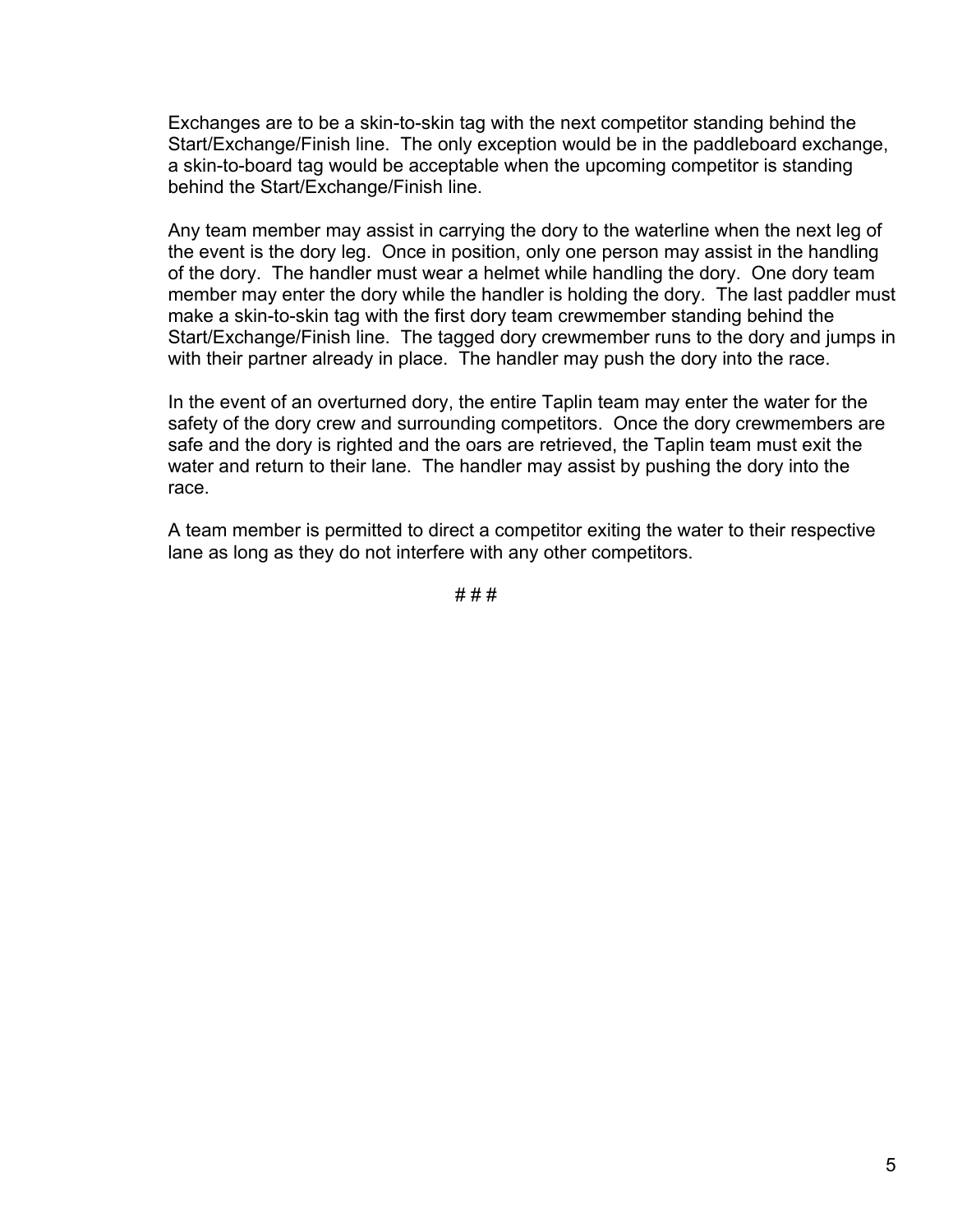Exchanges are to be a skin-to-skin tag with the next competitor standing behind the Start/Exchange/Finish line. The only exception would be in the paddleboard exchange, a skin-to-board tag would be acceptable when the upcoming competitor is standing behind the Start/Exchange/Finish line.

Any team member may assist in carrying the dory to the waterline when the next leg of the event is the dory leg. Once in position, only one person may assist in the handling of the dory. The handler must wear a helmet while handling the dory. One dory team member may enter the dory while the handler is holding the dory. The last paddler must make a skin-to-skin tag with the first dory team crewmember standing behind the Start/Exchange/Finish line. The tagged dory crewmember runs to the dory and jumps in with their partner already in place. The handler may push the dory into the race.

In the event of an overturned dory, the entire Taplin team may enter the water for the safety of the dory crew and surrounding competitors. Once the dory crewmembers are safe and the dory is righted and the oars are retrieved, the Taplin team must exit the water and return to their lane. The handler may assist by pushing the dory into the race.

A team member is permitted to direct a competitor exiting the water to their respective lane as long as they do not interfere with any other competitors.

# # #